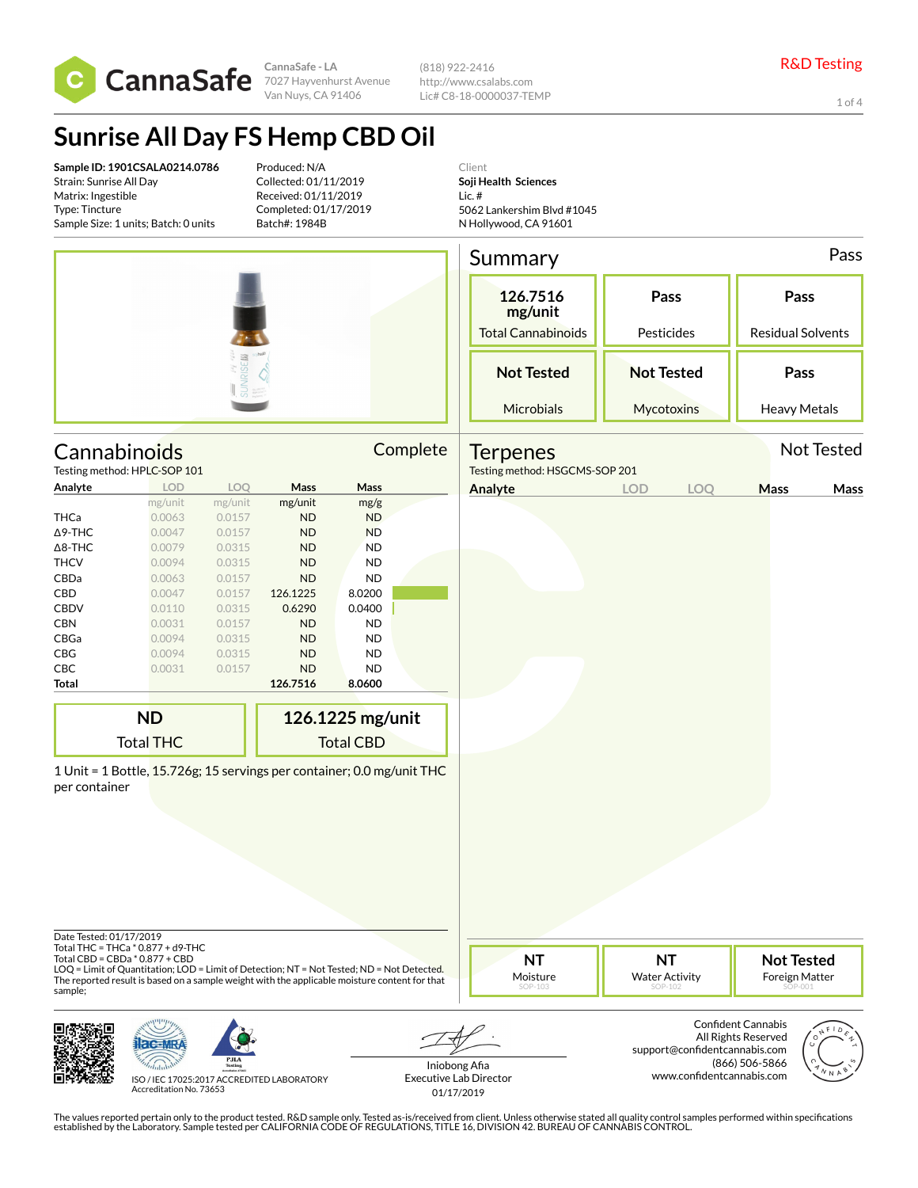CannaSafe

CannaSafe - LA
7027 Hayvenhurst Avenue
Van Nuys, CA 91406

(818) 922-2416
http://www.csalabs.com
Lic# C8-18-0000037-TEMP

R&D Testing

# Sunrise All Day FS Hemp CBD Oil

**Sample ID: 1901CSALA0214.0786**
Strain: Sunrise All Day
Matrix: Ingestible
Type: Tincture
Sample Size: 1 units; Batch: 0 units

Produced: N/A
Collected: 01/11/2019
Received: 01/11/2019
Completed: 01/17/2019
Batch#: 1984B

Client
**Soji Health Sciences**
Lic. #
5062 Lankershim Blvd #1045
N Hollywood, CA 91601

## Summary — Pass

| 126.7516 mg/unit | Pass | Pass |
|---|---|---|
| Total Cannabinoids | Pesticides | Residual Solvents |
| **Not Tested** | **Not Tested** | **Pass** |
| Microbials | Mycotoxins | Heavy Metals |

## Cannabinoids — Complete

Testing method: HPLC-SOP 101

| Analyte | LOD | LOQ | Mass | Mass |
|---|---|---|---|---|
| | mg/unit | mg/unit | mg/unit | mg/g |
| THCa | 0.0063 | 0.0157 | ND | ND |
| Δ9-THC | 0.0047 | 0.0157 | ND | ND |
| Δ8-THC | 0.0079 | 0.0315 | ND | ND |
| THCV | 0.0094 | 0.0315 | ND | ND |
| CBDa | 0.0063 | 0.0157 | ND | ND |
| CBD | 0.0047 | 0.0157 | 126.1225 | 8.0200 |
| CBDV | 0.0110 | 0.0315 | 0.6290 | 0.0400 |
| CBN | 0.0031 | 0.0157 | ND | ND |
| CBGa | 0.0094 | 0.0315 | ND | ND |
| CBG | 0.0094 | 0.0315 | ND | ND |
| CBC | 0.0031 | 0.0157 | ND | ND |
| **Total** | | | **126.7516** | **8.0600** |

| ND | 126.1225 mg/unit |
|---|---|
| Total THC | Total CBD |

1 Unit = 1 Bottle, 15.726g; 15 servings per container; 0.0 mg/unit THC per container

## Terpenes — Not Tested

Testing method: HSGCMS-SOP 201

| Analyte | LOD | LOQ | Mass | Mass |
|---|---|---|---|---|

Date Tested: 01/17/2019
Total THC = THCa * 0.877 + d9-THC
Total CBD = CBDa * 0.877 + CBD
LOQ = Limit of Quantitation; LOD = Limit of Detection; NT = Not Tested; ND = Not Detected.
The reported result is based on a sample weight with the applicable moisture content for that sample;

| NT | NT | Not Tested |
|---|---|---|
| Moisture SOP-103 | Water Activity SOP-102 | Foreign Matter SOP-001 |

ISO / IEC 17025:2017 ACCREDITED LABORATORY
Accreditation No. 73653

Iniobong Afia
Executive Lab Director
01/17/2019

Confident Cannabis
All Rights Reserved
support@confidentcannabis.com
(866) 506-5866
www.confidentcannabis.com

The values reported pertain only to the product tested. R&D sample only. Tested as-is/received from client. Unless otherwise stated all quality control samples performed within specifications established by the Laboratory. Sample tested per CALIFORNIA CODE OF REGULATIONS, TITLE 16, DIVISION 42. BUREAU OF CANNABIS CONTROL.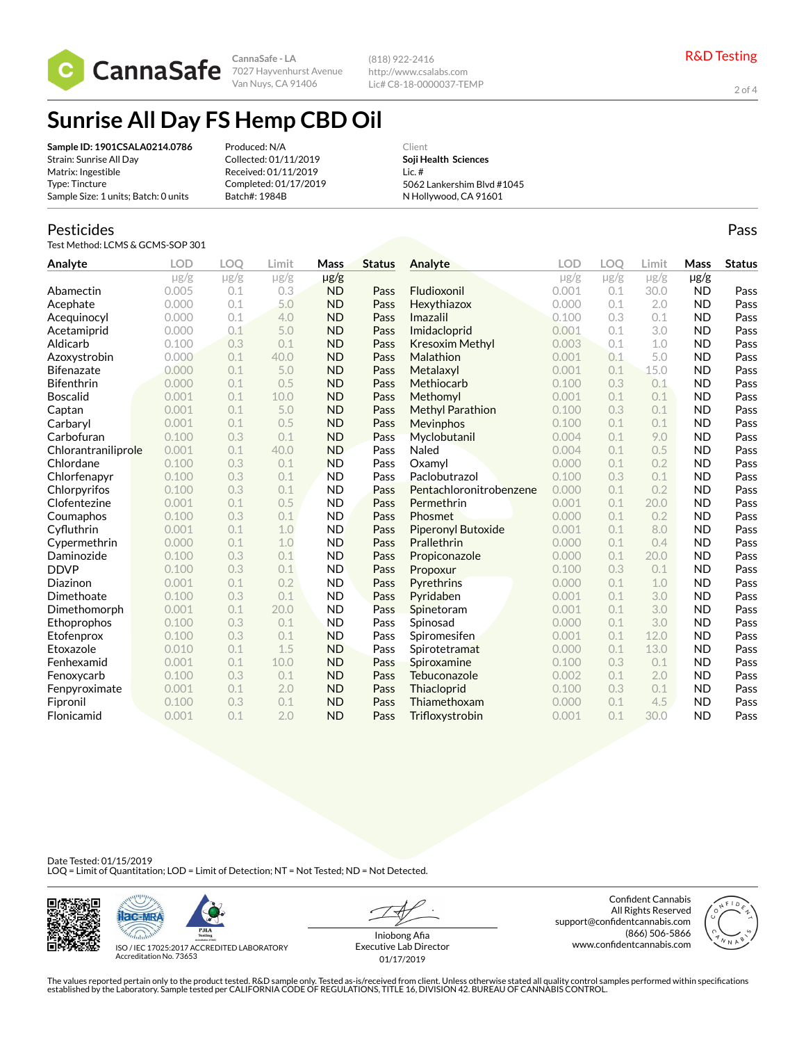CannaSafe - LA
7027 Hayvenhurst Avenue
Van Nuys, CA 91406

(818) 922-2416
http://www.csalabs.com
Lic# C8-18-0000037-TEMP

R&D Testing

# Sunrise All Day FS Hemp CBD Oil

**Sample ID: 1901CSALA0214.0786**
Strain: Sunrise All Day
Matrix: Ingestible
Type: Tincture
Sample Size: 1 units; Batch: 0 units

Produced: N/A
Collected: 01/11/2019
Received: 01/11/2019
Completed: 01/17/2019
Batch#: 1984B

Client
**Soji Health Sciences**
Lic. #
5062 Lankershim Blvd #1045
N Hollywood, CA 91601

## Pesticides

Test Method: LCMS & GCMS-SOP 301

**Pass**

| Analyte | LOD µg/g | LOQ µg/g | Limit µg/g | Mass µg/g | Status |
|---|---|---|---|---|---|
| Abamectin | 0.005 | 0.1 | 0.3 | ND | Pass |
| Acephate | 0.000 | 0.1 | 5.0 | ND | Pass |
| Acequinocyl | 0.000 | 0.1 | 4.0 | ND | Pass |
| Acetamiprid | 0.000 | 0.1 | 5.0 | ND | Pass |
| Aldicarb | 0.100 | 0.3 | 0.1 | ND | Pass |
| Azoxystrobin | 0.000 | 0.1 | 40.0 | ND | Pass |
| Bifenazate | 0.000 | 0.1 | 5.0 | ND | Pass |
| Bifenthrin | 0.000 | 0.1 | 0.5 | ND | Pass |
| Boscalid | 0.001 | 0.1 | 10.0 | ND | Pass |
| Captan | 0.001 | 0.1 | 5.0 | ND | Pass |
| Carbaryl | 0.001 | 0.1 | 0.5 | ND | Pass |
| Carbofuran | 0.100 | 0.3 | 0.1 | ND | Pass |
| Chlorantraniliprole | 0.001 | 0.1 | 40.0 | ND | Pass |
| Chlordane | 0.100 | 0.3 | 0.1 | ND | Pass |
| Chlorfenapyr | 0.100 | 0.3 | 0.1 | ND | Pass |
| Chlorpyrifos | 0.100 | 0.3 | 0.1 | ND | Pass |
| Clofentezine | 0.001 | 0.1 | 0.5 | ND | Pass |
| Coumaphos | 0.100 | 0.3 | 0.1 | ND | Pass |
| Cyfluthrin | 0.001 | 0.1 | 1.0 | ND | Pass |
| Cypermethrin | 0.000 | 0.1 | 1.0 | ND | Pass |
| Daminozide | 0.100 | 0.3 | 0.1 | ND | Pass |
| DDVP | 0.100 | 0.3 | 0.1 | ND | Pass |
| Diazinon | 0.001 | 0.1 | 0.2 | ND | Pass |
| Dimethoate | 0.100 | 0.3 | 0.1 | ND | Pass |
| Dimethomorph | 0.001 | 0.1 | 20.0 | ND | Pass |
| Ethoprophos | 0.100 | 0.3 | 0.1 | ND | Pass |
| Etofenprox | 0.100 | 0.3 | 0.1 | ND | Pass |
| Etoxazole | 0.010 | 0.1 | 1.5 | ND | Pass |
| Fenhexamid | 0.001 | 0.1 | 10.0 | ND | Pass |
| Fenoxycarb | 0.100 | 0.3 | 0.1 | ND | Pass |
| Fenpyroximate | 0.001 | 0.1 | 2.0 | ND | Pass |
| Fipronil | 0.100 | 0.3 | 0.1 | ND | Pass |
| Flonicamid | 0.001 | 0.1 | 2.0 | ND | Pass |
| Fludioxonil | 0.001 | 0.1 | 30.0 | ND | Pass |
| Hexythiazox | 0.000 | 0.1 | 2.0 | ND | Pass |
| Imazalil | 0.100 | 0.3 | 0.1 | ND | Pass |
| Imidacloprid | 0.001 | 0.1 | 3.0 | ND | Pass |
| Kresoxim Methyl | 0.003 | 0.1 | 1.0 | ND | Pass |
| Malathion | 0.001 | 0.1 | 5.0 | ND | Pass |
| Metalaxyl | 0.001 | 0.1 | 15.0 | ND | Pass |
| Methiocarb | 0.100 | 0.3 | 0.1 | ND | Pass |
| Methomyl | 0.001 | 0.1 | 0.1 | ND | Pass |
| Methyl Parathion | 0.100 | 0.3 | 0.1 | ND | Pass |
| Mevinphos | 0.100 | 0.1 | 0.1 | ND | Pass |
| Myclobutanil | 0.004 | 0.1 | 9.0 | ND | Pass |
| Naled | 0.004 | 0.1 | 0.5 | ND | Pass |
| Oxamyl | 0.000 | 0.1 | 0.2 | ND | Pass |
| Paclobutrazol | 0.100 | 0.3 | 0.1 | ND | Pass |
| Pentachloronitrobenzene | 0.000 | 0.1 | 0.2 | ND | Pass |
| Permethrin | 0.001 | 0.1 | 20.0 | ND | Pass |
| Phosmet | 0.000 | 0.1 | 0.2 | ND | Pass |
| Piperonyl Butoxide | 0.001 | 0.1 | 8.0 | ND | Pass |
| Prallethrin | 0.000 | 0.1 | 0.4 | ND | Pass |
| Propiconazole | 0.000 | 0.1 | 20.0 | ND | Pass |
| Propoxur | 0.100 | 0.3 | 0.1 | ND | Pass |
| Pyrethrins | 0.000 | 0.1 | 1.0 | ND | Pass |
| Pyridaben | 0.001 | 0.1 | 3.0 | ND | Pass |
| Spinetoram | 0.001 | 0.1 | 3.0 | ND | Pass |
| Spinosad | 0.000 | 0.1 | 3.0 | ND | Pass |
| Spiromesifen | 0.001 | 0.1 | 12.0 | ND | Pass |
| Spirotetramat | 0.000 | 0.1 | 13.0 | ND | Pass |
| Spiroxamine | 0.100 | 0.3 | 0.1 | ND | Pass |
| Tebuconazole | 0.002 | 0.1 | 2.0 | ND | Pass |
| Thiacloprid | 0.100 | 0.3 | 0.1 | ND | Pass |
| Thiamethoxam | 0.000 | 0.1 | 4.5 | ND | Pass |
| Trifloxystrobin | 0.001 | 0.1 | 30.0 | ND | Pass |

Date Tested: 01/15/2019
LOQ = Limit of Quantitation; LOD = Limit of Detection; NT = Not Tested; ND = Not Detected.

ISO / IEC 17025:2017 ACCREDITED LABORATORY
Accreditation No. 73653

Iniobong Afia
Executive Lab Director
01/17/2019

Confident Cannabis
All Rights Reserved
support@confidentcannabis.com
(866) 506-5866
www.confidentcannabis.com

The values reported pertain only to the product tested. R&D sample only. Tested as-is/received from client. Unless otherwise stated all quality control samples performed within specifications established by the Laboratory. Sample tested per CALIFORNIA CODE OF REGULATIONS, TITLE 16, DIVISION 42. BUREAU OF CANNABIS CONTROL.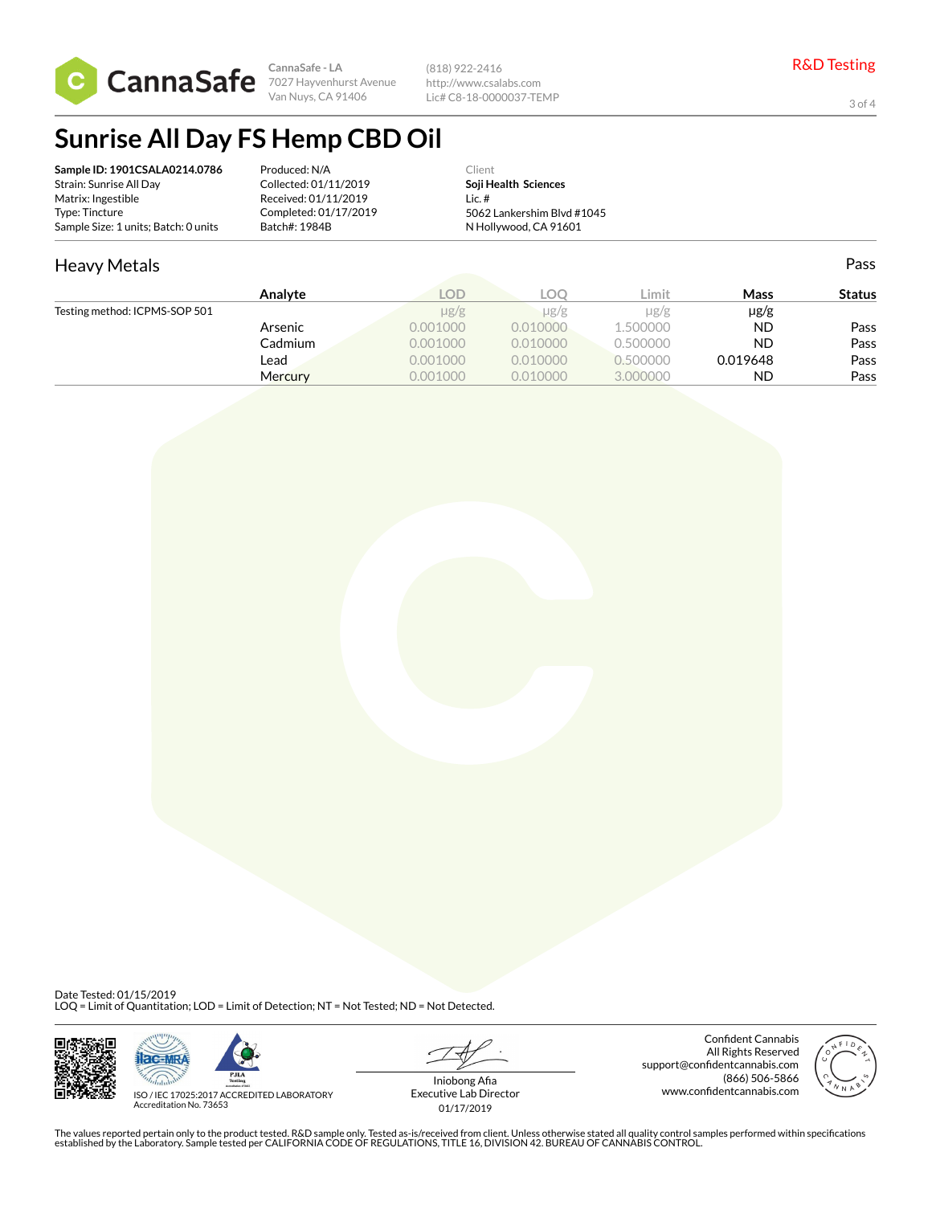CannaSafe

CannaSafe - LA
7027 Hayvenhurst Avenue
Van Nuys, CA 91406

(818) 922-2416
http://www.csalabs.com
Lic# C8-18-0000037-TEMP

R&D Testing

# Sunrise All Day FS Hemp CBD Oil

**Sample ID: 1901CSALA0214.0786**
Strain: Sunrise All Day
Matrix: Ingestible
Type: Tincture
Sample Size: 1 units; Batch: 0 units

Produced: N/A
Collected: 01/11/2019
Received: 01/11/2019
Completed: 01/17/2019
Batch#: 1984B

Client
**Soji Health Sciences**
Lic. #
5062 Lankershim Blvd #1045
N Hollywood, CA 91601

## Heavy Metals

Pass

| | Analyte | LOD | LOQ | Limit | Mass | Status |
|---|---|---|---|---|---|---|
| Testing method: ICPMS-SOP 501 | | μg/g | μg/g | μg/g | μg/g | |
| | Arsenic | 0.001000 | 0.010000 | 1.500000 | ND | Pass |
| | Cadmium | 0.001000 | 0.010000 | 0.500000 | ND | Pass |
| | Lead | 0.001000 | 0.010000 | 0.500000 | 0.019648 | Pass |
| | Mercury | 0.001000 | 0.010000 | 3.000000 | ND | Pass |

Date Tested: 01/15/2019
LOQ = Limit of Quantitation; LOD = Limit of Detection; NT = Not Tested; ND = Not Detected.

ISO / IEC 17025:2017 ACCREDITED LABORATORY
Accreditation No. 73653

Iniobong Afia
Executive Lab Director
01/17/2019

Confident Cannabis
All Rights Reserved
support@confidentcannabis.com
(866) 506-5866
www.confidentcannabis.com

The values reported pertain only to the product tested. R&D sample only. Tested as-is/received from client. Unless otherwise stated all quality control samples performed within specifications established by the Laboratory. Sample tested per CALIFORNIA CODE OF REGULATIONS, TITLE 16, DIVISION 42. BUREAU OF CANNABIS CONTROL.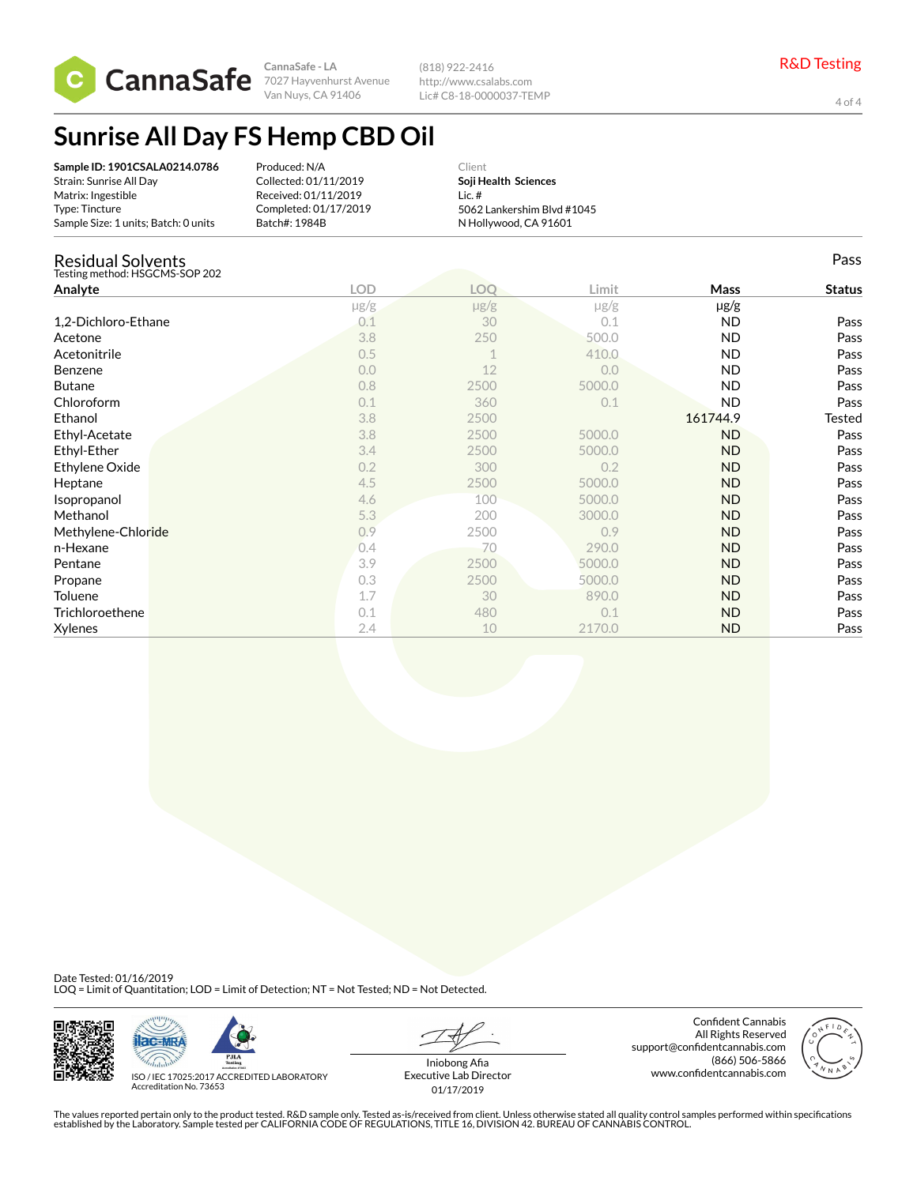**CannaSafe**

CannaSafe - LA
7027 Hayvenhurst Avenue
Van Nuys, CA 91406

(818) 922-2416
http://www.csalabs.com
Lic# C8-18-0000037-TEMP

R&D Testing

# Sunrise All Day FS Hemp CBD Oil

**Sample ID: 1901CSALA0214.0786**
Strain: Sunrise All Day
Matrix: Ingestible
Type: Tincture
Sample Size: 1 units; Batch: 0 units

Produced: N/A
Collected: 01/11/2019
Received: 01/11/2019
Completed: 01/17/2019
Batch#: 1984B

Client
**Soji Health Sciences**
Lic. #
5062 Lankershim Blvd #1045
N Hollywood, CA 91601

## Residual Solvents

Testing method: HSGCMS-SOP 202

Pass

| Analyte | LOD | LOQ | Limit | Mass | Status |
|---|---|---|---|---|---|
| | μg/g | μg/g | μg/g | μg/g | |
| 1,2-Dichloro-Ethane | 0.1 | 30 | 0.1 | ND | Pass |
| Acetone | 3.8 | 250 | 500.0 | ND | Pass |
| Acetonitrile | 0.5 | 1 | 410.0 | ND | Pass |
| Benzene | 0.0 | 12 | 0.0 | ND | Pass |
| Butane | 0.8 | 2500 | 5000.0 | ND | Pass |
| Chloroform | 0.1 | 360 | 0.1 | ND | Pass |
| Ethanol | 3.8 | 2500 | | 161744.9 | Tested |
| Ethyl-Acetate | 3.8 | 2500 | 5000.0 | ND | Pass |
| Ethyl-Ether | 3.4 | 2500 | 5000.0 | ND | Pass |
| Ethylene Oxide | 0.2 | 300 | 0.2 | ND | Pass |
| Heptane | 4.5 | 2500 | 5000.0 | ND | Pass |
| Isopropanol | 4.6 | 100 | 5000.0 | ND | Pass |
| Methanol | 5.3 | 200 | 3000.0 | ND | Pass |
| Methylene-Chloride | 0.9 | 2500 | 0.9 | ND | Pass |
| n-Hexane | 0.4 | 70 | 290.0 | ND | Pass |
| Pentane | 3.9 | 2500 | 5000.0 | ND | Pass |
| Propane | 0.3 | 2500 | 5000.0 | ND | Pass |
| Toluene | 1.7 | 30 | 890.0 | ND | Pass |
| Trichloroethene | 0.1 | 480 | 0.1 | ND | Pass |
| Xylenes | 2.4 | 10 | 2170.0 | ND | Pass |

Date Tested: 01/16/2019
LOQ = Limit of Quantitation; LOD = Limit of Detection; NT = Not Tested; ND = Not Detected.

ISO / IEC 17025:2017 ACCREDITED LABORATORY
Accreditation No. 73653

Iniobong Afia
Executive Lab Director
01/17/2019

Confident Cannabis
All Rights Reserved
support@confidentcannabis.com
(866) 506-5866
www.confidentcannabis.com

The values reported pertain only to the product tested. R&D sample only. Tested as-is/received from client. Unless otherwise stated all quality control samples performed within specifications established by the Laboratory. Sample tested per CALIFORNIA CODE OF REGULATIONS, TITLE 16, DIVISION 42. BUREAU OF CANNABIS CONTROL.